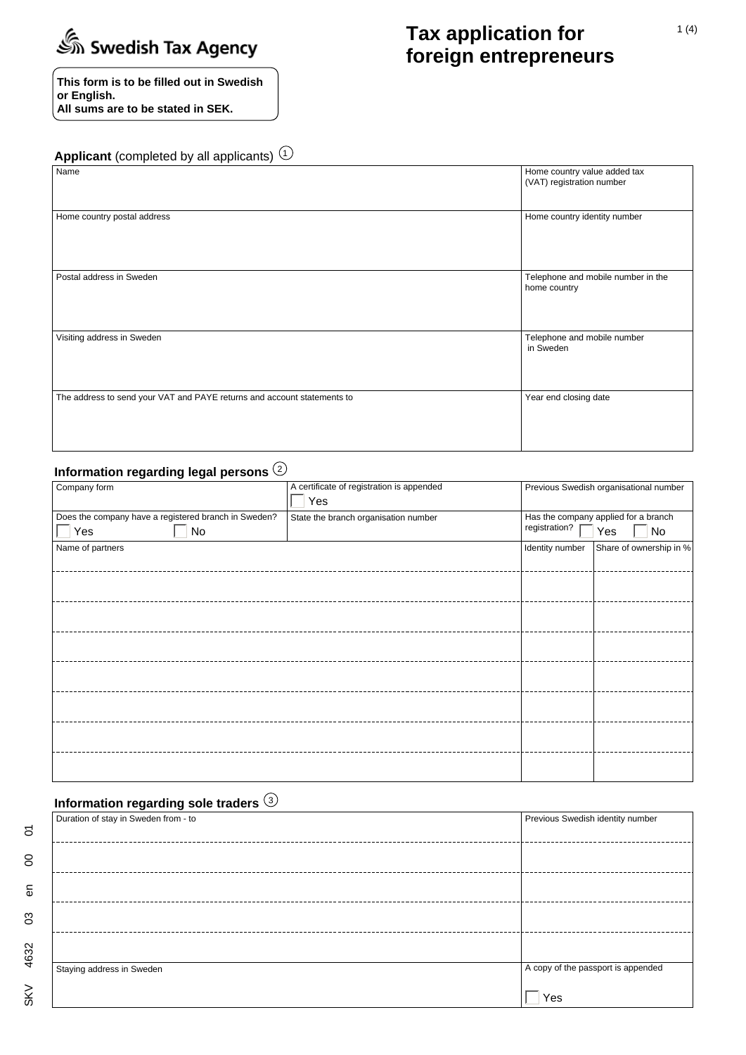Swedish Tax Agency

# Tax application for foreign entrepreneurs

**This form is to be filled out in Swedish or English.**
**All sums are to be stated in SEK.**

## Applicant (completed by all applicants) ①

| Name | Home country value added tax (VAT) registration number |
|---|---|
| Home country postal address | Home country identity number |
| Postal address in Sweden | Telephone and mobile number in the home country |
| Visiting address in Sweden | Telephone and mobile number in Sweden |
| The address to send your VAT and PAYE returns and account statements to | Year end closing date |

## Information regarding legal persons ②

| Company form | A certificate of registration is appended ☐ Yes | Previous Swedish organisational number |
|---|---|---|
| Does the company have a registered branch in Sweden? ☐ Yes ☐ No | State the branch organisation number | Has the company applied for a branch registration? ☐ Yes ☐ No |

| Name of partners | Identity number | Share of ownership in % |
|---|---|---|
| | | |
| | | |
| | | |
| | | |
| | | |
| | | |
| | | |
| | | |

## Information regarding sole traders ③

| Duration of stay in Sweden from - to | Previous Swedish identity number |
|---|---|
| | |
| | |
| | |
| | |
| | |
| Staying address in Sweden | A copy of the passport is appended ☐ Yes |

SKV 4632 03 en 00 01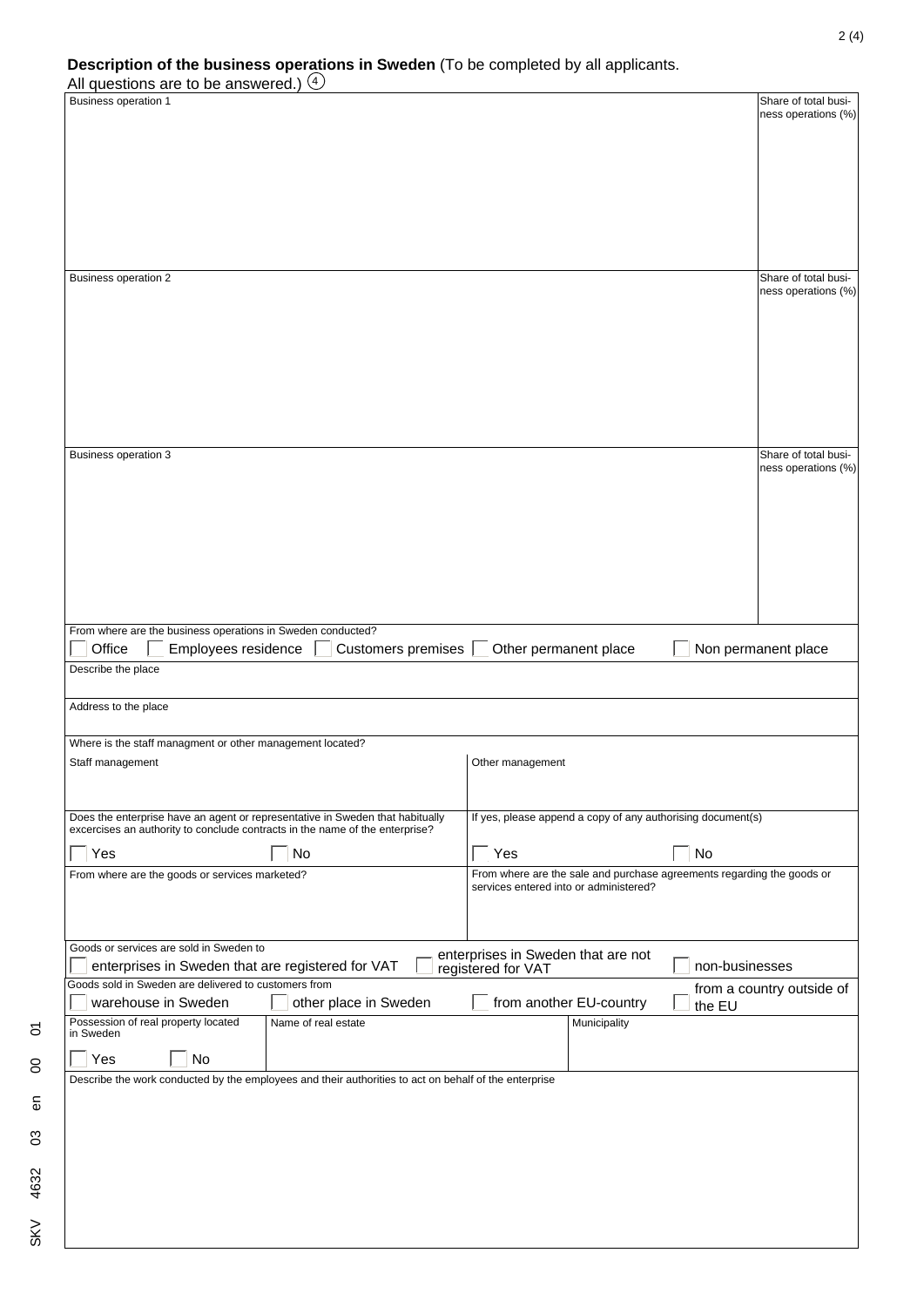**Description of the business operations in Sweden** (To be completed by all applicants. All questions are to be answered.) (4)

| Business operation 1 | Share of total business operations (%) |
|---|---|
| | |

| Business operation 2 | Share of total business operations (%) |
|---|---|
| | |

| Business operation 3 | Share of total business operations (%) |
|---|---|
| | |

From where are the business operations in Sweden conducted?

☐ Office ☐ Employees residence ☐ Customers premises ☐ Other permanent place ☐ Non permanent place

Describe the place

Address to the place

Where is the staff managment or other management located?

| Staff management | Other management |
|---|---|
| | |

| Does the enterprise have an agent or representative in Sweden that habitually excercises an authority to conclude contracts in the name of the enterprise? | If yes, please append a copy of any authorising document(s) |
|---|---|
| ☐ Yes ☐ No | ☐ Yes ☐ No |

| From where are the goods or services marketed? | From where are the sale and purchase agreements regarding the goods or services entered into or administered? |
|---|---|
| | |

Goods or services are sold in Sweden to

☐ enterprises in Sweden that are registered for VAT ☐ enterprises in Sweden that are not registered for VAT ☐ non-businesses

Goods sold in Sweden are delivered to customers from

☐ warehouse in Sweden ☐ other place in Sweden ☐ from another EU-country ☐ from a country outside of the EU

| Possession of real property located in Sweden | Name of real estate | Municipality |
|---|---|---|
| ☐ Yes ☐ No | | |

Describe the work conducted by the employees and their authorities to act on behalf of the enterprise

SKV 4632 03 en 00 01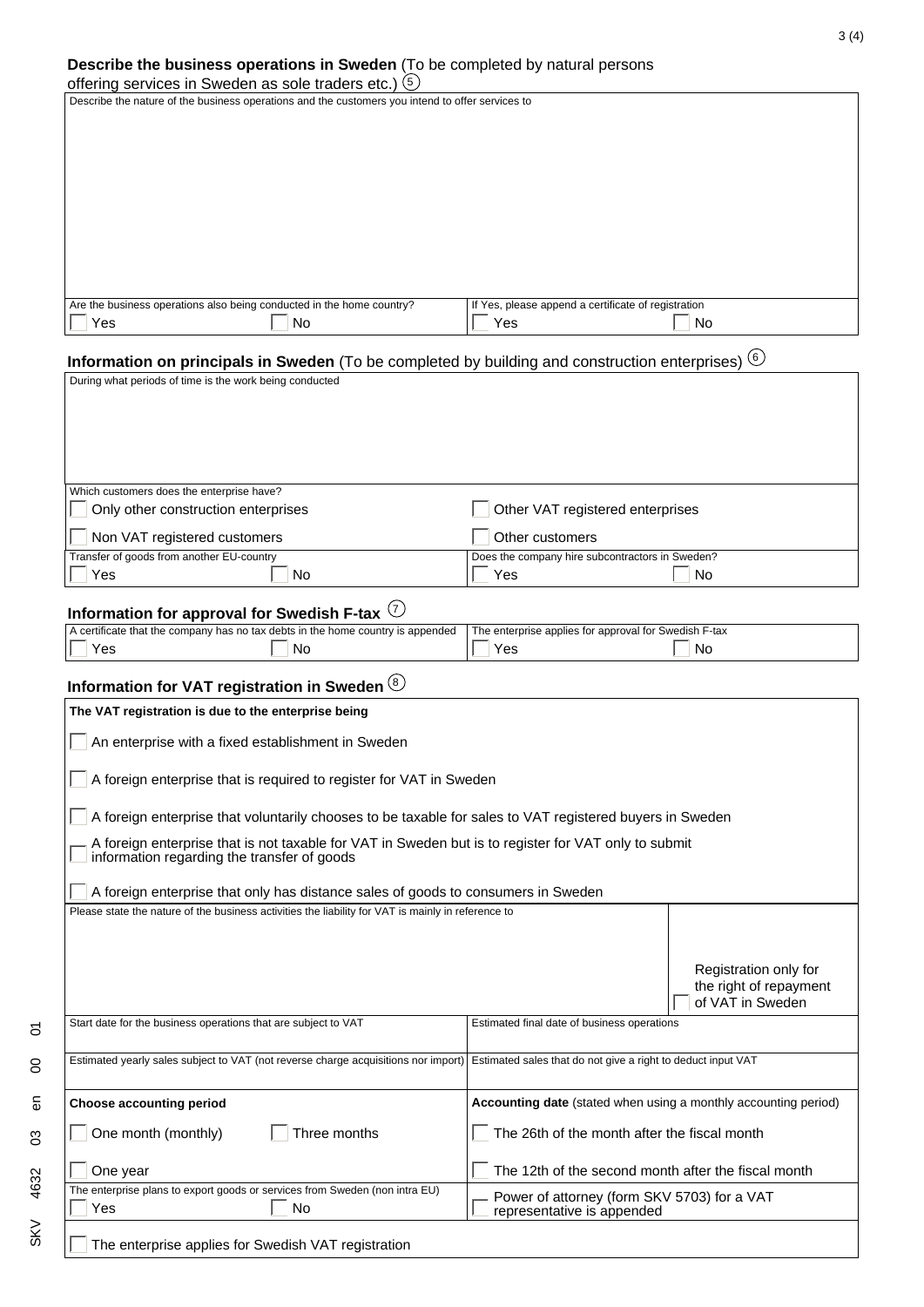### Describe the business operations in Sweden (To be completed by natural persons offering services in Sweden as sole traders etc.) (5)

Describe the nature of the business operations and the customers you intend to offer services to

| Are the business operations also being conducted in the home country? | | If Yes, please append a certificate of registration | |
|---|---|---|---|
| ☐ Yes | ☐ No | ☐ Yes | ☐ No |

### Information on principals in Sweden (To be completed by building and construction enterprises) (6)

During what periods of time is the work being conducted

| Which customers does the enterprise have? | | | |
|---|---|---|---|
| ☐ Only other construction enterprises | | ☐ Other VAT registered enterprises | |
| ☐ Non VAT registered customers | | ☐ Other customers | |
| **Transfer of goods from another EU-country** | | **Does the company hire subcontractors in Sweden?** | |
| ☐ Yes | ☐ No | ☐ Yes | ☐ No |

### Information for approval for Swedish F-tax (7)

| A certificate that the company has no tax debts in the home country is appended | | The enterprise applies for approval for Swedish F-tax | |
|---|---|---|---|
| ☐ Yes | ☐ No | ☐ Yes | ☐ No |

### Information for VAT registration in Sweden (8)

**The VAT registration is due to the enterprise being**

☐ An enterprise with a fixed establishment in Sweden

☐ A foreign enterprise that is required to register for VAT in Sweden

☐ A foreign enterprise that voluntarily chooses to be taxable for sales to VAT registered buyers in Sweden

☐ A foreign enterprise that is not taxable for VAT in Sweden but is to register for VAT only to submit information regarding the transfer of goods

☐ A foreign enterprise that only has distance sales of goods to consumers in Sweden

Please state the nature of the business activities the liability for VAT is mainly in reference to

☐ Registration only for the right of repayment of VAT in Sweden

| Start date for the business operations that are subject to VAT | | Estimated final date of business operations | |
|---|---|---|---|
| **Estimated yearly sales subject to VAT (not reverse charge acquisitions nor import)** | | **Estimated sales that do not give a right to deduct input VAT** | |
| **Choose accounting period** | | **Accounting date** (stated when using a monthly accounting period) | |
| ☐ One month (monthly) | ☐ Three months | ☐ The 26th of the month after the fiscal month | |
| ☐ One year | | ☐ The 12th of the second month after the fiscal month | |
| **The enterprise plans to export goods or services from Sweden (non intra EU)** | | ☐ Power of attorney (form SKV 5703) for a VAT representative is appended | |
| ☐ Yes | ☐ No | | |

☐ The enterprise applies for Swedish VAT registration

SKV 4632 03 en 00 01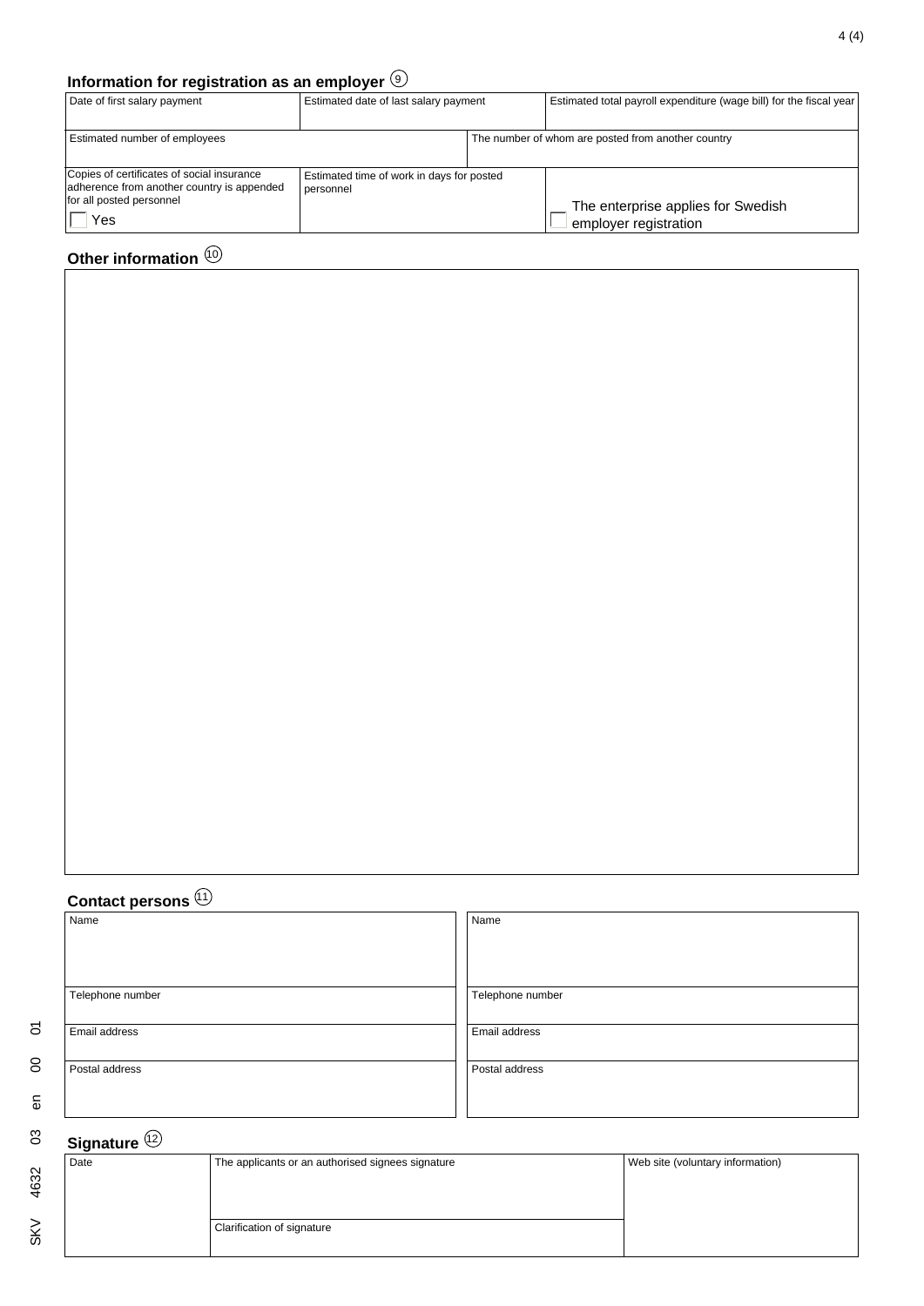## Information for registration as an employer (9)

| | | |
|---|---|---|
| Date of first salary payment | Estimated date of last salary payment | Estimated total payroll expenditure (wage bill) for the fiscal year |
| Estimated number of employees | | The number of whom are posted from another country |
| Copies of certificates of social insurance adherence from another country is appended for all posted personnel<br>☐ Yes | Estimated time of work in days for posted personnel | ☐ The enterprise applies for Swedish employer registration |

## Other information (10)

## Contact persons (11)

| | |
|---|---|
| Name | Name |
| Telephone number | Telephone number |
| Email address | Email address |
| Postal address | Postal address |

## Signature (12)

| | | |
|---|---|---|
| Date | The applicants or an authorised signees signature | Web site (voluntary information) |
| | Clarification of signature | |

SKV 4632 03 en 00 01